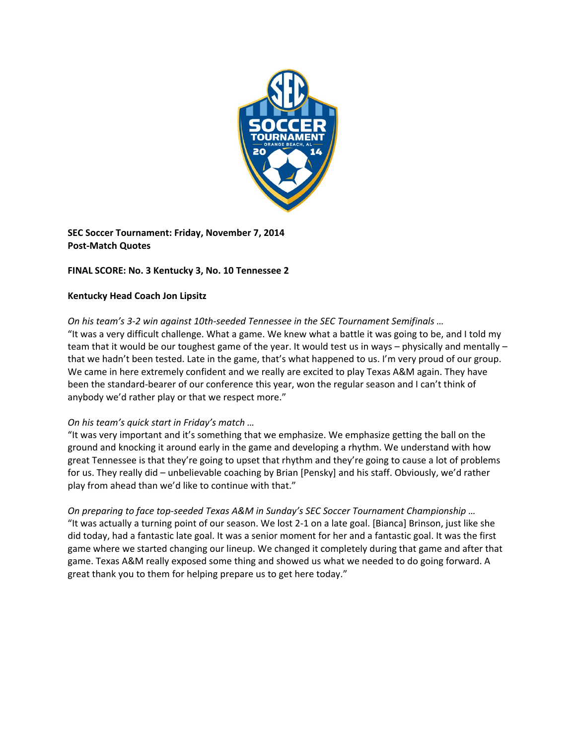**SEC Soccer Tournament: Friday, November 7, 2014**
**Post-Match Quotes**

**FINAL SCORE: No. 3 Kentucky 3, No. 10 Tennessee 2**

**Kentucky Head Coach Jon Lipsitz**

*On his team's 3-2 win against 10th-seeded Tennessee in the SEC Tournament Semifinals …*
"It was a very difficult challenge. What a game. We knew what a battle it was going to be, and I told my team that it would be our toughest game of the year. It would test us in ways – physically and mentally – that we hadn't been tested. Late in the game, that's what happened to us. I'm very proud of our group. We came in here extremely confident and we really are excited to play Texas A&M again. They have been the standard-bearer of our conference this year, won the regular season and I can't think of anybody we'd rather play or that we respect more."

*On his team's quick start in Friday's match …*
"It was very important and it's something that we emphasize. We emphasize getting the ball on the ground and knocking it around early in the game and developing a rhythm. We understand with how great Tennessee is that they're going to upset that rhythm and they're going to cause a lot of problems for us. They really did – unbelievable coaching by Brian [Pensky] and his staff. Obviously, we'd rather play from ahead than we'd like to continue with that."

*On preparing to face top-seeded Texas A&M in Sunday's SEC Soccer Tournament Championship …*
"It was actually a turning point of our season. We lost 2-1 on a late goal. [Bianca] Brinson, just like she did today, had a fantastic late goal. It was a senior moment for her and a fantastic goal. It was the first game where we started changing our lineup. We changed it completely during that game and after that game. Texas A&M really exposed some thing and showed us what we needed to do going forward. A great thank you to them for helping prepare us to get here today."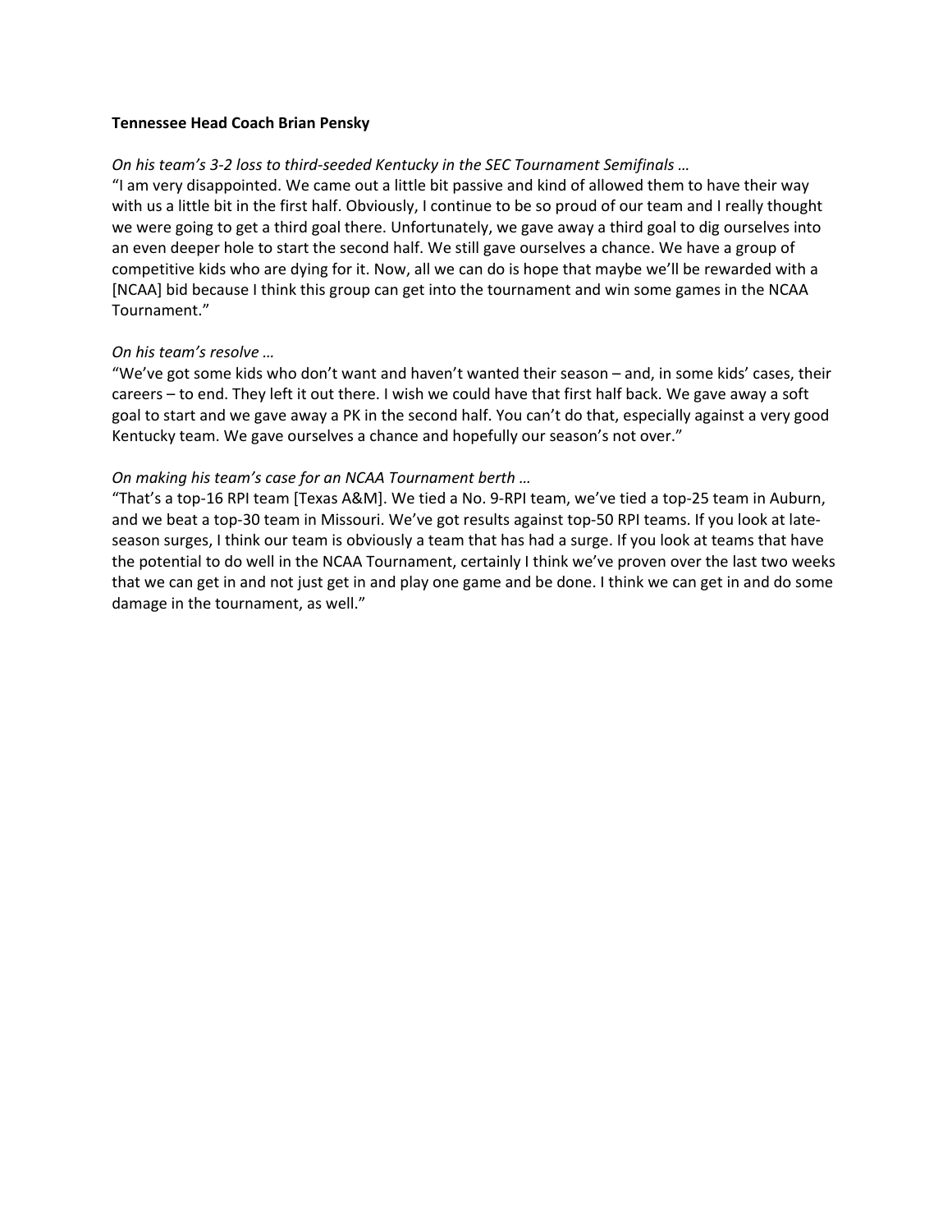**Tennessee Head Coach Brian Pensky**

*On his team's 3-2 loss to third-seeded Kentucky in the SEC Tournament Semifinals …*

"I am very disappointed. We came out a little bit passive and kind of allowed them to have their way with us a little bit in the first half. Obviously, I continue to be so proud of our team and I really thought we were going to get a third goal there. Unfortunately, we gave away a third goal to dig ourselves into an even deeper hole to start the second half. We still gave ourselves a chance. We have a group of competitive kids who are dying for it. Now, all we can do is hope that maybe we'll be rewarded with a [NCAA] bid because I think this group can get into the tournament and win some games in the NCAA Tournament."

*On his team's resolve …*

"We've got some kids who don't want and haven't wanted their season – and, in some kids' cases, their careers – to end. They left it out there. I wish we could have that first half back. We gave away a soft goal to start and we gave away a PK in the second half. You can't do that, especially against a very good Kentucky team. We gave ourselves a chance and hopefully our season's not over."

*On making his team's case for an NCAA Tournament berth …*

"That's a top-16 RPI team [Texas A&M]. We tied a No. 9-RPI team, we've tied a top-25 team in Auburn, and we beat a top-30 team in Missouri. We've got results against top-50 RPI teams. If you look at late-season surges, I think our team is obviously a team that has had a surge. If you look at teams that have the potential to do well in the NCAA Tournament, certainly I think we've proven over the last two weeks that we can get in and not just get in and play one game and be done. I think we can get in and do some damage in the tournament, as well."